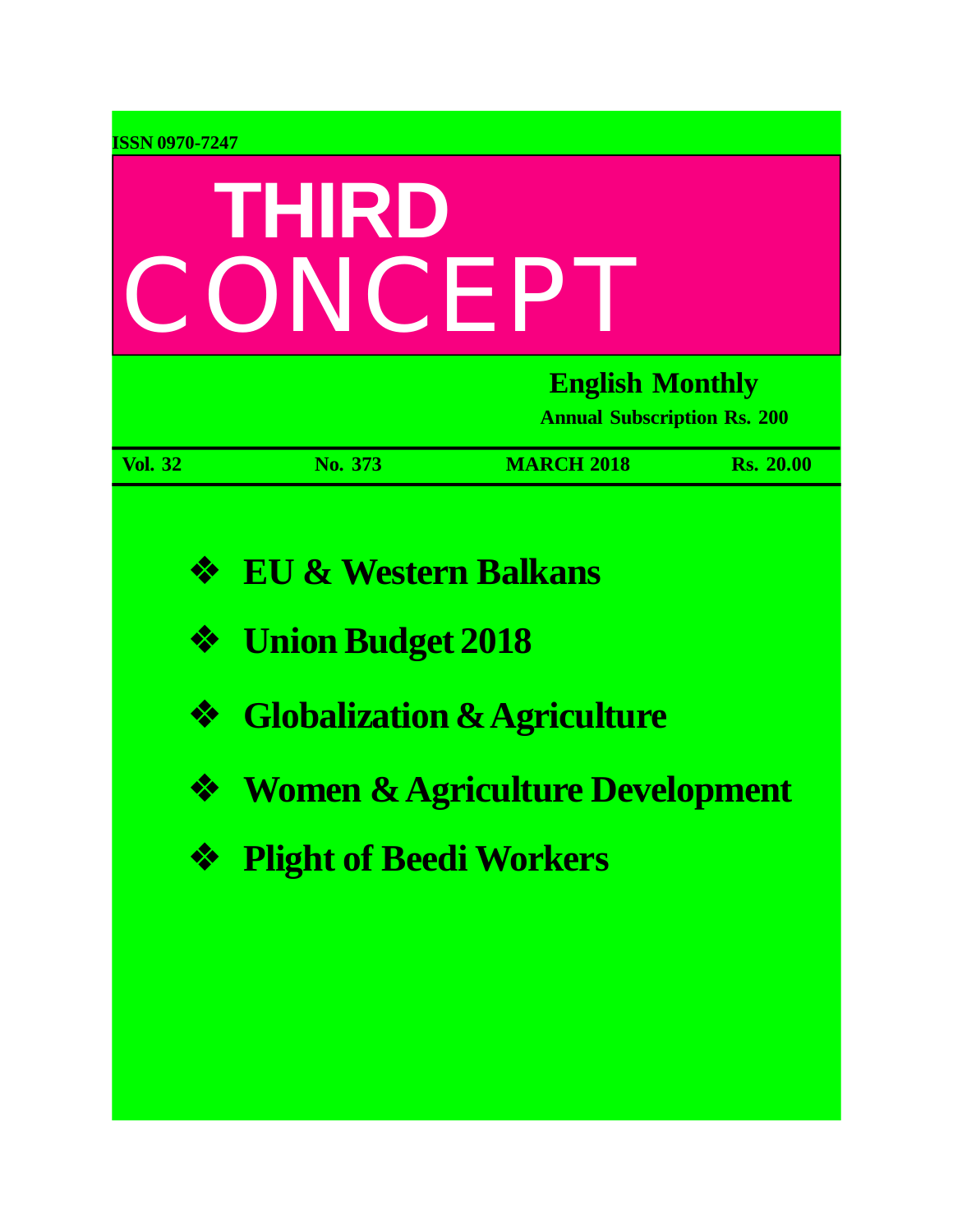ISSN 0970-7247

# THIRD CONCEPT

**English Monthly**

**Annual Subscription Rs. 200**

| Vol. 32 | No. 373 | MARCH 2018 | Rs. 20.00 |
|---|---|---|---|

- **EU & Western Balkans**
- **Union Budget 2018**
- **Globalization & Agriculture**
- **Women & Agriculture Development**
- **Plight of Beedi Workers**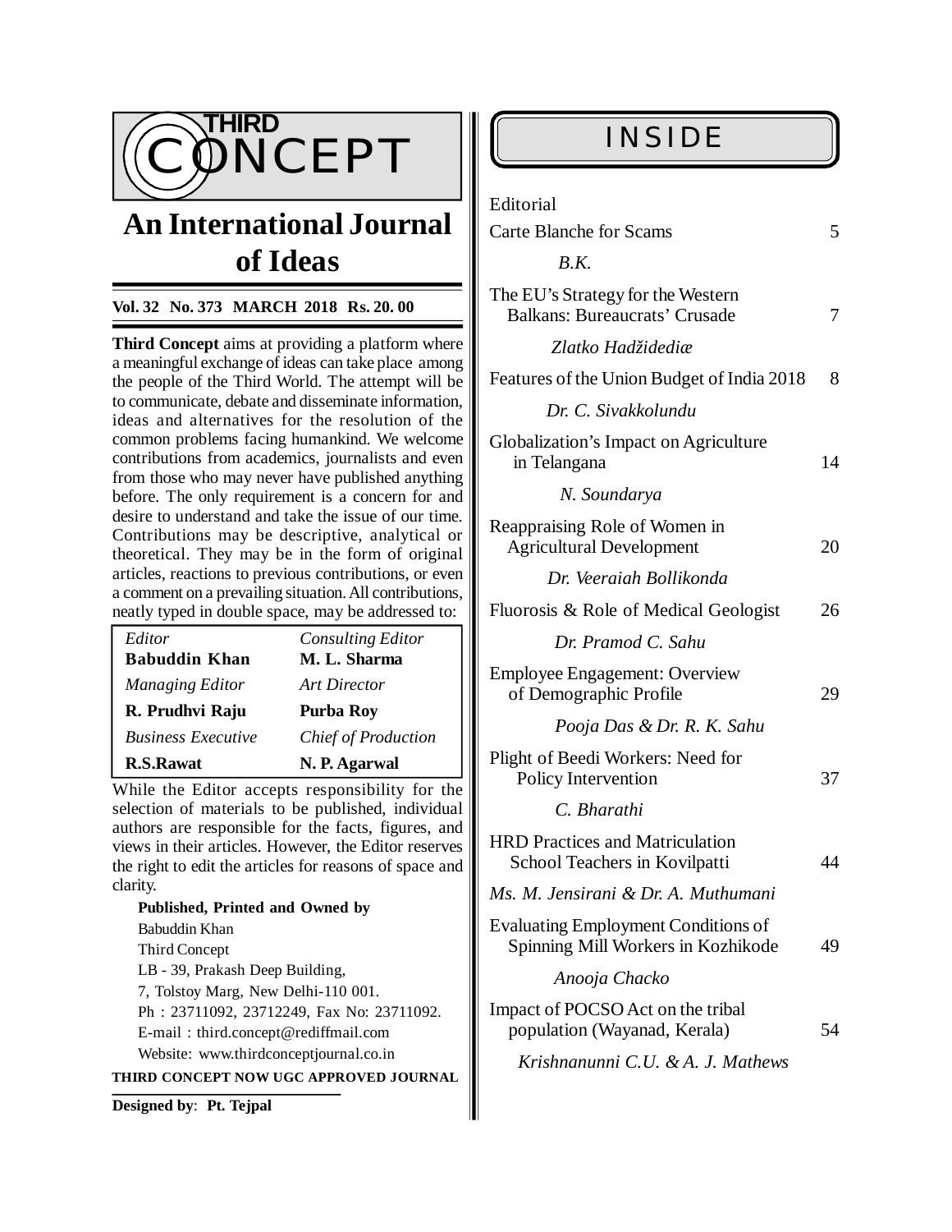# THIRD CONCEPT

## An International Journal of Ideas

**Vol. 32 No. 373 MARCH 2018 Rs. 20. 00**

**Third Concept** aims at providing a platform where a meaningful exchange of ideas can take place among the people of the Third World. The attempt will be to communicate, debate and disseminate information, ideas and alternatives for the resolution of the common problems facing humankind. We welcome contributions from academics, journalists and even from those who may never have published anything before. The only requirement is a concern for and desire to understand and take the issue of our time. Contributions may be descriptive, analytical or theoretical. They may be in the form of original articles, reactions to previous contributions, or even a comment on a prevailing situation. All contributions, neatly typed in double space, may be addressed to:

| *Editor* | *Consulting Editor* |
|---|---|
| **Babuddin Khan** | **M. L. Sharma** |
| *Managing Editor* | *Art Director* |
| **R. Prudhvi Raju** | **Purba Roy** |
| *Business Executive* | *Chief of Production* |
| **R.S.Rawat** | **N. P. Agarwal** |

While the Editor accepts responsibility for the selection of materials to be published, individual authors are responsible for the facts, figures, and views in their articles. However, the Editor reserves the right to edit the articles for reasons of space and clarity.

**Published, Printed and Owned by**
Babuddin Khan
Third Concept
LB - 39, Prakash Deep Building,
7, Tolstoy Marg, New Delhi-110 001.
Ph : 23711092, 23712249, Fax No: 23711092.
E-mail : third.concept@rediffmail.com
Website: www.thirdconceptjournal.co.in

**THIRD CONCEPT NOW UGC APPROVED JOURNAL**

**Designed by**: **Pt. Tejpal**

## INSIDE

Editorial
Carte Blanche for Scams — 5
*B.K.*

The EU's Strategy for the Western Balkans: Bureaucrats' Crusade — 7
*Zlatko Hadžidediæ*

Features of the Union Budget of India 2018 — 8
*Dr. C. Sivakkolundu*

Globalization's Impact on Agriculture in Telangana — 14
*N. Soundarya*

Reappraising Role of Women in Agricultural Development — 20
*Dr. Veeraiah Bollikonda*

Fluorosis & Role of Medical Geologist — 26
*Dr. Pramod C. Sahu*

Employee Engagement: Overview of Demographic Profile — 29
*Pooja Das & Dr. R. K. Sahu*

Plight of Beedi Workers: Need for Policy Intervention — 37
*C. Bharathi*

HRD Practices and Matriculation School Teachers in Kovilpatti — 44
*Ms. M. Jensirani & Dr. A. Muthumani*

Evaluating Employment Conditions of Spinning Mill Workers in Kozhikode — 49
*Anooja Chacko*

Impact of POCSO Act on the tribal population (Wayanad, Kerala) — 54
*Krishnanunni C.U. & A. J. Mathews*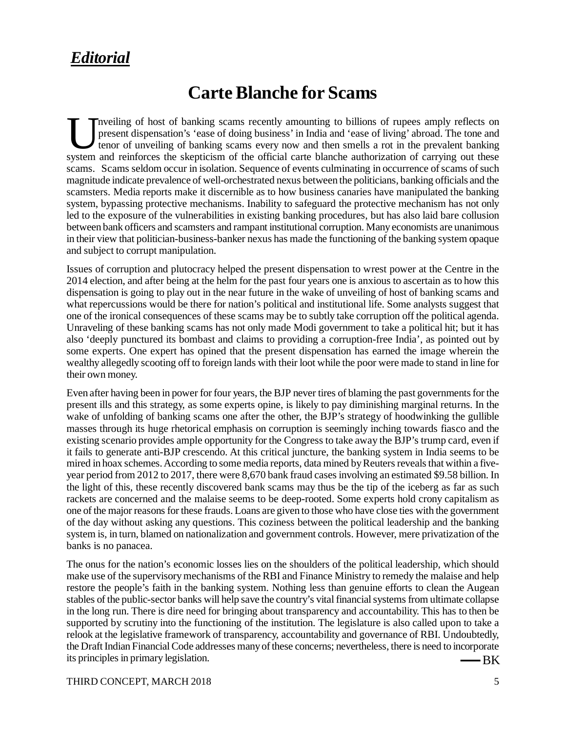## *Editorial*

# Carte Blanche for Scams

Unveiling of host of banking scams recently amounting to billions of rupees amply reflects on present dispensation's 'ease of doing business' in India and 'ease of living' abroad. The tone and tenor of unveiling of banking scams every now and then smells a rot in the prevalent banking system and reinforces the skepticism of the official carte blanche authorization of carrying out these scams. Scams seldom occur in isolation. Sequence of events culminating in occurrence of scams of such magnitude indicate prevalence of well-orchestrated nexus between the politicians, banking officials and the scamsters. Media reports make it discernible as to how business canaries have manipulated the banking system, bypassing protective mechanisms. Inability to safeguard the protective mechanism has not only led to the exposure of the vulnerabilities in existing banking procedures, but has also laid bare collusion between bank officers and scamsters and rampant institutional corruption. Many economists are unanimous in their view that politician-business-banker nexus has made the functioning of the banking system opaque and subject to corrupt manipulation.

Issues of corruption and plutocracy helped the present dispensation to wrest power at the Centre in the 2014 election, and after being at the helm for the past four years one is anxious to ascertain as to how this dispensation is going to play out in the near future in the wake of unveiling of host of banking scams and what repercussions would be there for nation's political and institutional life. Some analysts suggest that one of the ironical consequences of these scams may be to subtly take corruption off the political agenda. Unraveling of these banking scams has not only made Modi government to take a political hit; but it has also 'deeply punctured its bombast and claims to providing a corruption-free India', as pointed out by some experts. One expert has opined that the present dispensation has earned the image wherein the wealthy allegedly scooting off to foreign lands with their loot while the poor were made to stand in line for their own money.

Even after having been in power for four years, the BJP never tires of blaming the past governments for the present ills and this strategy, as some experts opine, is likely to pay diminishing marginal returns. In the wake of unfolding of banking scams one after the other, the BJP's strategy of hoodwinking the gullible masses through its huge rhetorical emphasis on corruption is seemingly inching towards fiasco and the existing scenario provides ample opportunity for the Congress to take away the BJP's trump card, even if it fails to generate anti-BJP crescendo. At this critical juncture, the banking system in India seems to be mired in hoax schemes. According to some media reports, data mined by Reuters reveals that within a five-year period from 2012 to 2017, there were 8,670 bank fraud cases involving an estimated $9.58 billion. In the light of this, these recently discovered bank scams may thus be the tip of the iceberg as far as such rackets are concerned and the malaise seems to be deep-rooted. Some experts hold crony capitalism as one of the major reasons for these frauds. Loans are given to those who have close ties with the government of the day without asking any questions. This coziness between the political leadership and the banking system is, in turn, blamed on nationalization and government controls. However, mere privatization of the banks is no panacea.

The onus for the nation's economic losses lies on the shoulders of the political leadership, which should make use of the supervisory mechanisms of the RBI and Finance Ministry to remedy the malaise and help restore the people's faith in the banking system. Nothing less than genuine efforts to clean the Augean stables of the public-sector banks will help save the country's vital financial systems from ultimate collapse in the long run. There is dire need for bringing about transparency and accountability. This has to then be supported by scrutiny into the functioning of the institution. The legislature is also called upon to take a relook at the legislative framework of transparency, accountability and governance of RBI. Undoubtedly, the Draft Indian Financial Code addresses many of these concerns; nevertheless, there is need to incorporate its principles in primary legislation.

— BK